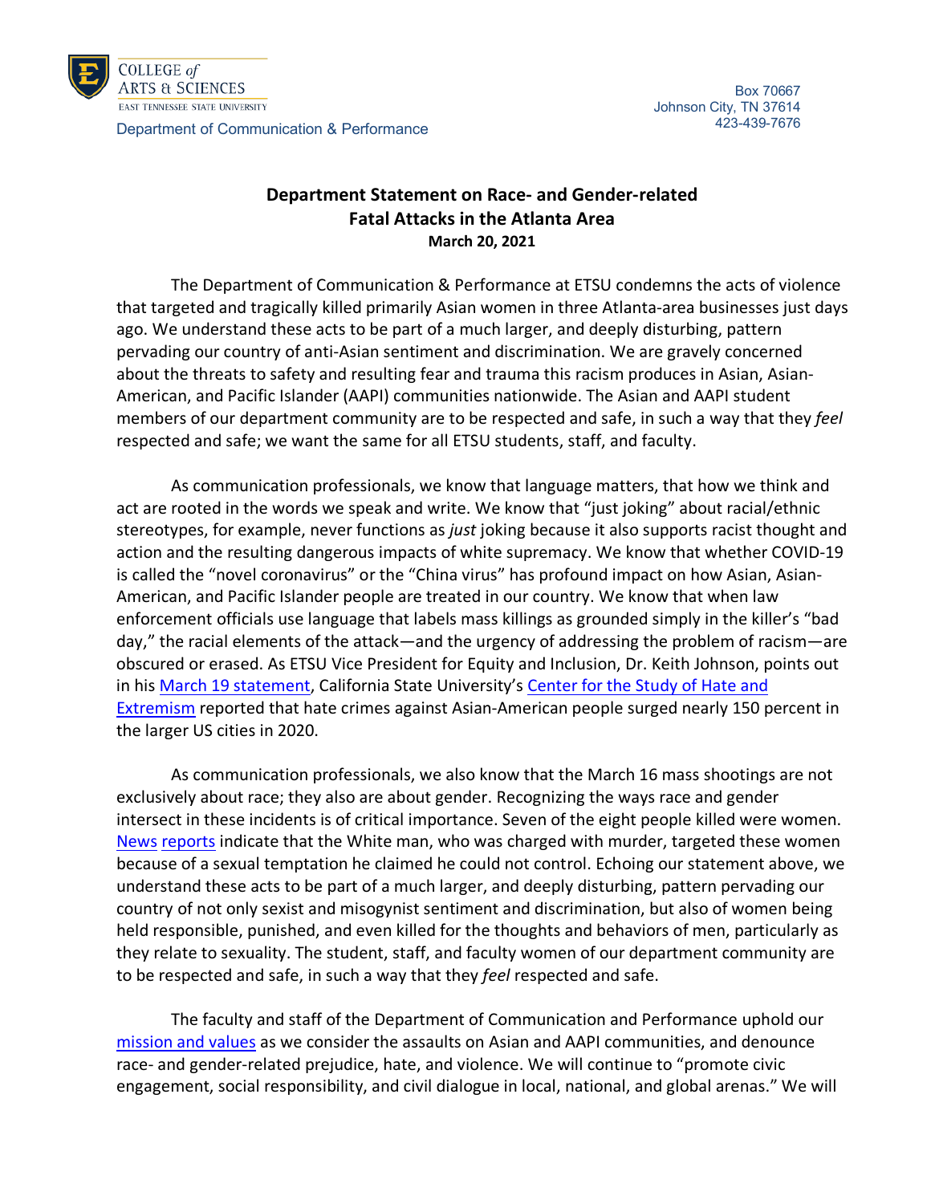COLLEGE *of* ARTS & SCIENCES
EAST TENNESSEE STATE UNIVERSITY

Department of Communication & Performance

Box 70667
Johnson City, TN 37614
423-439-7676

# Department Statement on Race- and Gender-related Fatal Attacks in the Atlanta Area

**March 20, 2021**

The Department of Communication & Performance at ETSU condemns the acts of violence that targeted and tragically killed primarily Asian women in three Atlanta-area businesses just days ago. We understand these acts to be part of a much larger, and deeply disturbing, pattern pervading our country of anti-Asian sentiment and discrimination. We are gravely concerned about the threats to safety and resulting fear and trauma this racism produces in Asian, Asian-American, and Pacific Islander (AAPI) communities nationwide. The Asian and AAPI student members of our department community are to be respected and safe, in such a way that they *feel* respected and safe; we want the same for all ETSU students, staff, and faculty.

As communication professionals, we know that language matters, that how we think and act are rooted in the words we speak and write. We know that "just joking" about racial/ethnic stereotypes, for example, never functions as *just* joking because it also supports racist thought and action and the resulting dangerous impacts of white supremacy. We know that whether COVID-19 is called the "novel coronavirus" or the "China virus" has profound impact on how Asian, Asian-American, and Pacific Islander people are treated in our country. We know that when law enforcement officials use language that labels mass killings as grounded simply in the killer's "bad day," the racial elements of the attack—and the urgency of addressing the problem of racism—are obscured or erased. As ETSU Vice President for Equity and Inclusion, Dr. Keith Johnson, points out in his March 19 statement, California State University's Center for the Study of Hate and Extremism reported that hate crimes against Asian-American people surged nearly 150 percent in the larger US cities in 2020.

As communication professionals, we also know that the March 16 mass shootings are not exclusively about race; they also are about gender. Recognizing the ways race and gender intersect in these incidents is of critical importance. Seven of the eight people killed were women. News reports indicate that the White man, who was charged with murder, targeted these women because of a sexual temptation he claimed he could not control. Echoing our statement above, we understand these acts to be part of a much larger, and deeply disturbing, pattern pervading our country of not only sexist and misogynist sentiment and discrimination, but also of women being held responsible, punished, and even killed for the thoughts and behaviors of men, particularly as they relate to sexuality. The student, staff, and faculty women of our department community are to be respected and safe, in such a way that they *feel* respected and safe.

The faculty and staff of the Department of Communication and Performance uphold our mission and values as we consider the assaults on Asian and AAPI communities, and denounce race- and gender-related prejudice, hate, and violence. We will continue to "promote civic engagement, social responsibility, and civil dialogue in local, national, and global arenas." We will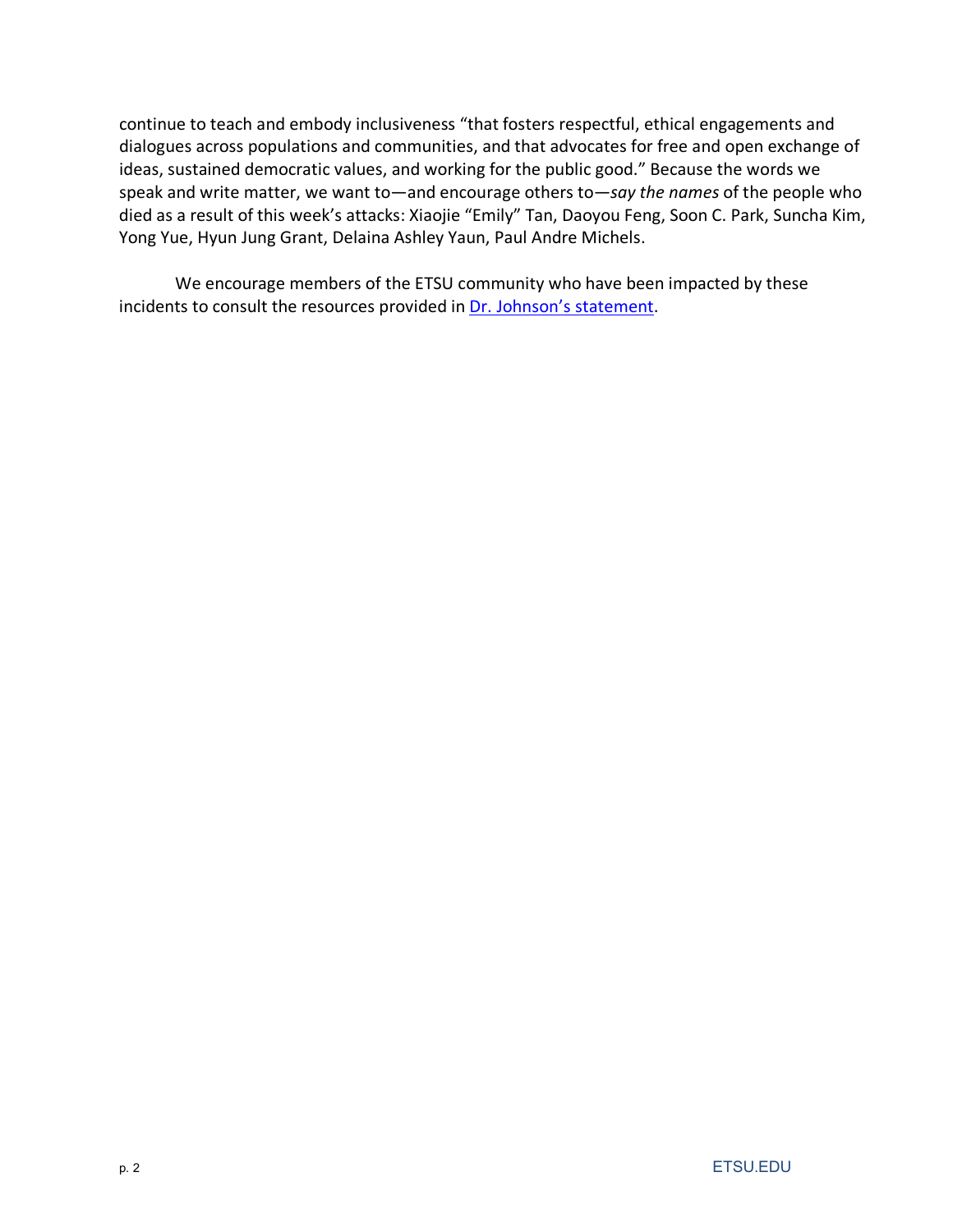continue to teach and embody inclusiveness "that fosters respectful, ethical engagements and dialogues across populations and communities, and that advocates for free and open exchange of ideas, sustained democratic values, and working for the public good." Because the words we speak and write matter, we want to—and encourage others to—*say the names* of the people who died as a result of this week's attacks: Xiaojie "Emily" Tan, Daoyou Feng, Soon C. Park, Suncha Kim, Yong Yue, Hyun Jung Grant, Delaina Ashley Yaun, Paul Andre Michels.

We encourage members of the ETSU community who have been impacted by these incidents to consult the resources provided in [Dr. Johnson's statement](#).